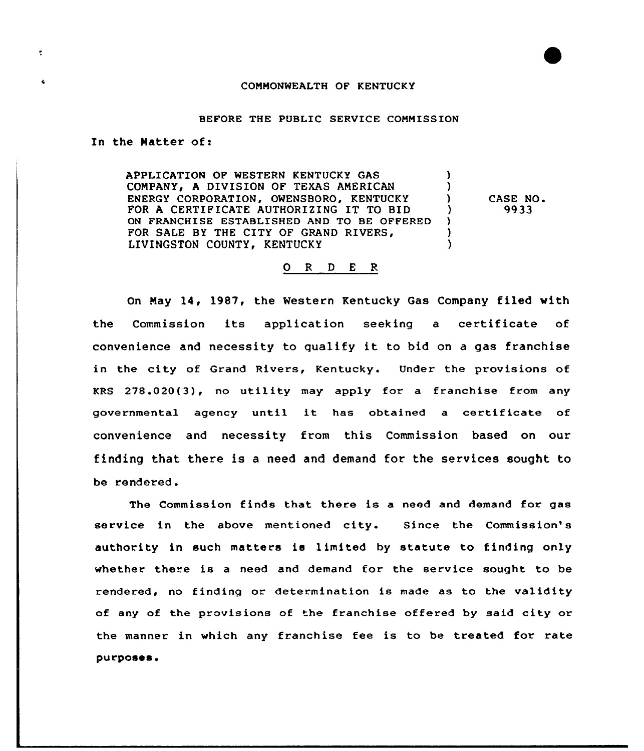COMMONWEALTH OF KENTUCKY

BEFORE THE PUBLIC SERVICE COMMISSION

In the Matter of:

APPLICATION OF WESTERN KENTUCKY GAS COMPANY, A DIVISION OF TEXAS AMERICAN ENERGY CORPORATION, OWENSBORO, KENTUCKY FOR A CERTIFICATE AUTHORIZING IT TO BID ON FRANCHISE ESTABLISHED AND TO BE OFFERED FOR SALE BY THE CITY OF GRAND RIVERS, LIVINGSTON COUNTY, KENTUCKY

) ) ) ) ) ) )

CASE NO. 9933

O R D E R

On May 14, 1987, the Western Kentucky Gas Company filed with the Commission its application seeking a certificate of convenience and necessity to qualify it to bid on a gas franchise in the city of Grand Rivers, Kentucky. Under the provisions of KRS 278.020(3), no utility may apply for a franchise from any governmental agency until it has obtained a certificate of convenience and necessity from this Commission based on our finding that there is a need and demand for the services sought to be rendered.

The Commission finds that there is a need and demand for gas service in the above mentioned city. Since the Commission's authority in such matters is limited by statute to finding only whether there is a need and demand for the service sought to be rendered, no finding or determination is made as to the validity of any of the provisions of the franchise offered by said city or the manner in which any franchise fee is to be treated for rate purposes.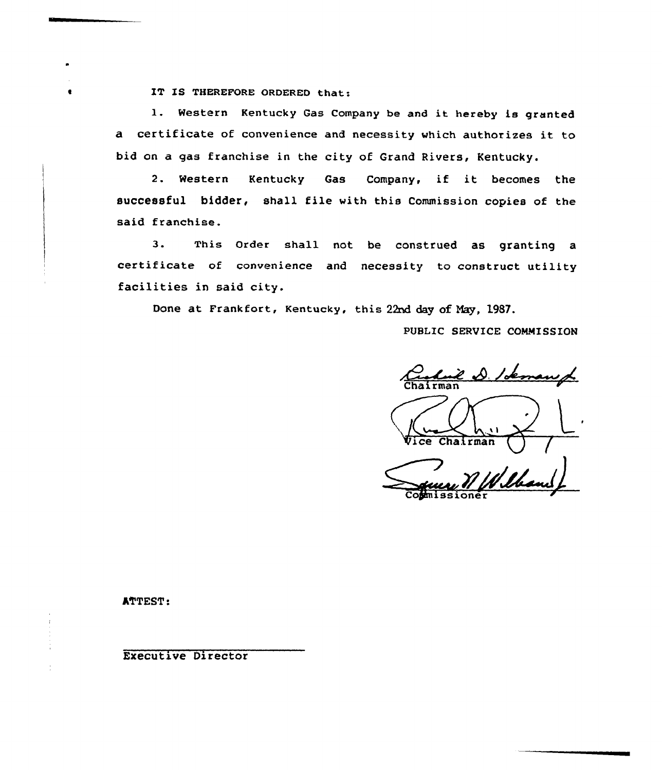IT IS THEREFORE ORDERED that:

1. Western Kentucky Gas Company be and it hereby is granted a certificate of convenience and necessity which authorizes it to bid on a gas franchise in the city of Grand Rivers, Kentucky.

2. Western Kentucky Gas Company, if it becomes the successful bidder, shall file with this Commission copies of the said franchise.

3. This Order shall not be construed as granting a certificate of convenience and necessity to construct utility facilities in said city.

Done at Frankfort, Kentucky, this 22nd day of May, 1987.

PUBLIC SERVICE COMMISSION

Chairman

Vice Chairman

Commissioner

ATTEST:

Executive Director